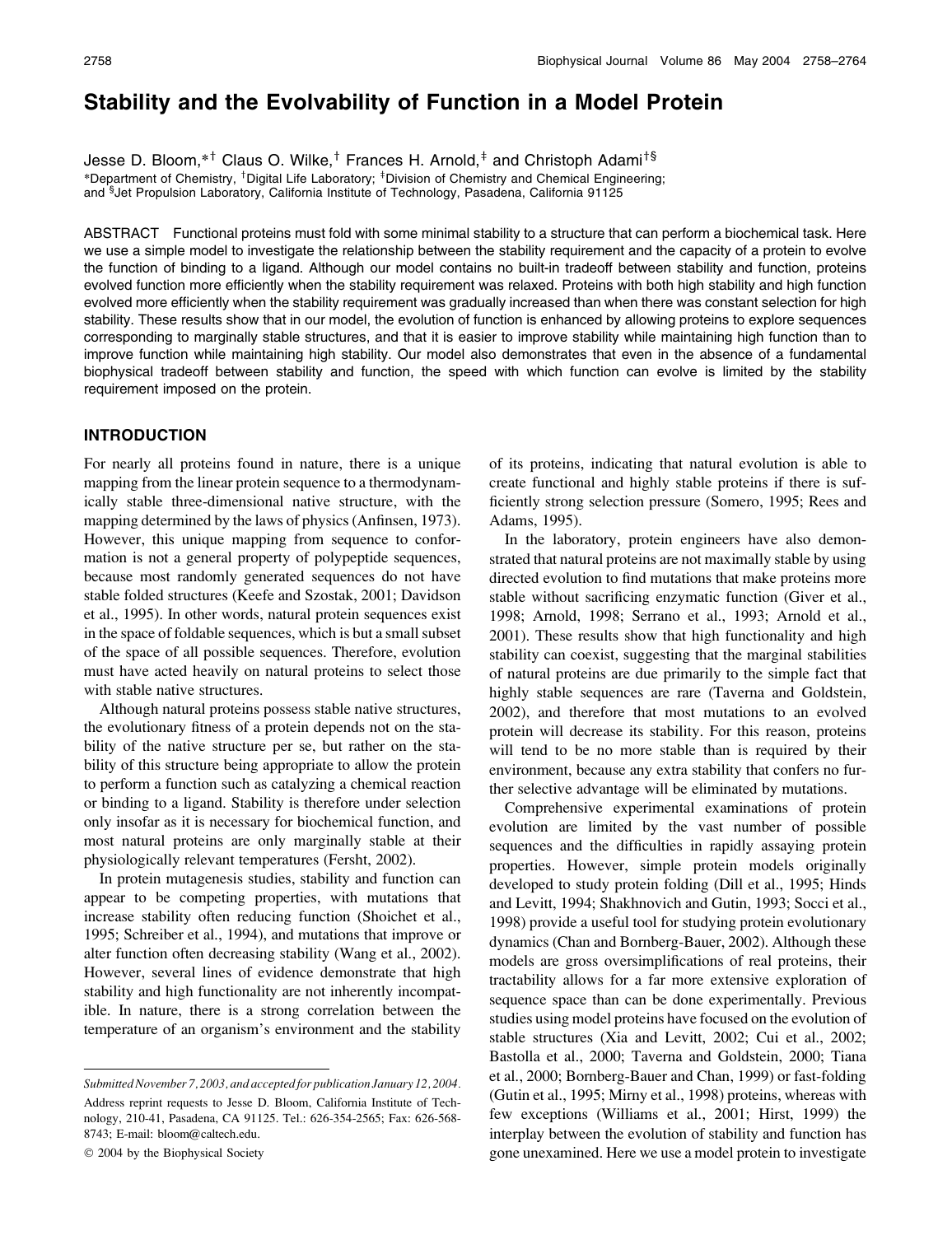# Stability and the Evolvability of Function in a Model Protein

Jesse D. Bloom,*[†] Claus O. Wilke,[†] Frances H. Arnold,[‡] and Christoph Adami[†§]

*Department of Chemistry, [†]Digital Life Laboratory; [‡]Division of Chemistry and Chemical Engineering; and [§]Jet Propulsion Laboratory, California Institute of Technology, Pasadena, California 91125

ABSTRACT Functional proteins must fold with some minimal stability to a structure that can perform a biochemical task. Here we use a simple model to investigate the relationship between the stability requirement and the capacity of a protein to evolve the function of binding to a ligand. Although our model contains no built-in tradeoff between stability and function, proteins evolved function more efficiently when the stability requirement was relaxed. Proteins with both high stability and high function evolved more efficiently when the stability requirement was gradually increased than when there was constant selection for high stability. These results show that in our model, the evolution of function is enhanced by allowing proteins to explore sequences corresponding to marginally stable structures, and that it is easier to improve stability while maintaining high function than to improve function while maintaining high stability. Our model also demonstrates that even in the absence of a fundamental biophysical tradeoff between stability and function, the speed with which function can evolve is limited by the stability requirement imposed on the protein.

## INTRODUCTION

For nearly all proteins found in nature, there is a unique mapping from the linear protein sequence to a thermodynamically stable three-dimensional native structure, with the mapping determined by the laws of physics (Anfinsen, 1973). However, this unique mapping from sequence to conformation is not a general property of polypeptide sequences, because most randomly generated sequences do not have stable folded structures (Keefe and Szostak, 2001; Davidson et al., 1995). In other words, natural protein sequences exist in the space of foldable sequences, which is but a small subset of the space of all possible sequences. Therefore, evolution must have acted heavily on natural proteins to select those with stable native structures.

Although natural proteins possess stable native structures, the evolutionary fitness of a protein depends not on the stability of the native structure per se, but rather on the stability of this structure being appropriate to allow the protein to perform a function such as catalyzing a chemical reaction or binding to a ligand. Stability is therefore under selection only insofar as it is necessary for biochemical function, and most natural proteins are only marginally stable at their physiologically relevant temperatures (Fersht, 2002).

In protein mutagenesis studies, stability and function can appear to be competing properties, with mutations that increase stability often reducing function (Shoichet et al., 1995; Schreiber et al., 1994), and mutations that improve or alter function often decreasing stability (Wang et al., 2002). However, several lines of evidence demonstrate that high stability and high functionality are not inherently incompatible. In nature, there is a strong correlation between the temperature of an organism's environment and the stability of its proteins, indicating that natural evolution is able to create functional and highly stable proteins if there is sufficiently strong selection pressure (Somero, 1995; Rees and Adams, 1995).

In the laboratory, protein engineers have also demonstrated that natural proteins are not maximally stable by using directed evolution to find mutations that make proteins more stable without sacrificing enzymatic function (Giver et al., 1998; Arnold, 1998; Serrano et al., 1993; Arnold et al., 2001). These results show that high functionality and high stability can coexist, suggesting that the marginal stabilities of natural proteins are due primarily to the simple fact that highly stable sequences are rare (Taverna and Goldstein, 2002), and therefore that most mutations to an evolved protein will decrease its stability. For this reason, proteins will tend to be no more stable than is required by their environment, because any extra stability that confers no further selective advantage will be eliminated by mutations.

Comprehensive experimental examinations of protein evolution are limited by the vast number of possible sequences and the difficulties in rapidly assaying protein properties. However, simple protein models originally developed to study protein folding (Dill et al., 1995; Hinds and Levitt, 1994; Shakhnovich and Gutin, 1993; Socci et al., 1998) provide a useful tool for studying protein evolutionary dynamics (Chan and Bornberg-Bauer, 2002). Although these models are gross oversimplifications of real proteins, their tractability allows for a far more extensive exploration of sequence space than can be done experimentally. Previous studies using model proteins have focused on the evolution of stable structures (Xia and Levitt, 2002; Cui et al., 2002; Bastolla et al., 2000; Taverna and Goldstein, 2000; Tiana et al., 2000; Bornberg-Bauer and Chan, 1999) or fast-folding (Gutin et al., 1995; Mirny et al., 1998) proteins, whereas with few exceptions (Williams et al., 2001; Hirst, 1999) the interplay between the evolution of stability and function has gone unexamined. Here we use a model protein to investigate

*Submitted November 7, 2003, and accepted for publication January 12, 2004.*

Address reprint requests to Jesse D. Bloom, California Institute of Technology, 210-41, Pasadena, CA 91125. Tel.: 626-354-2565; Fax: 626-568-8743; E-mail: bloom@caltech.edu.

© 2004 by the Biophysical Society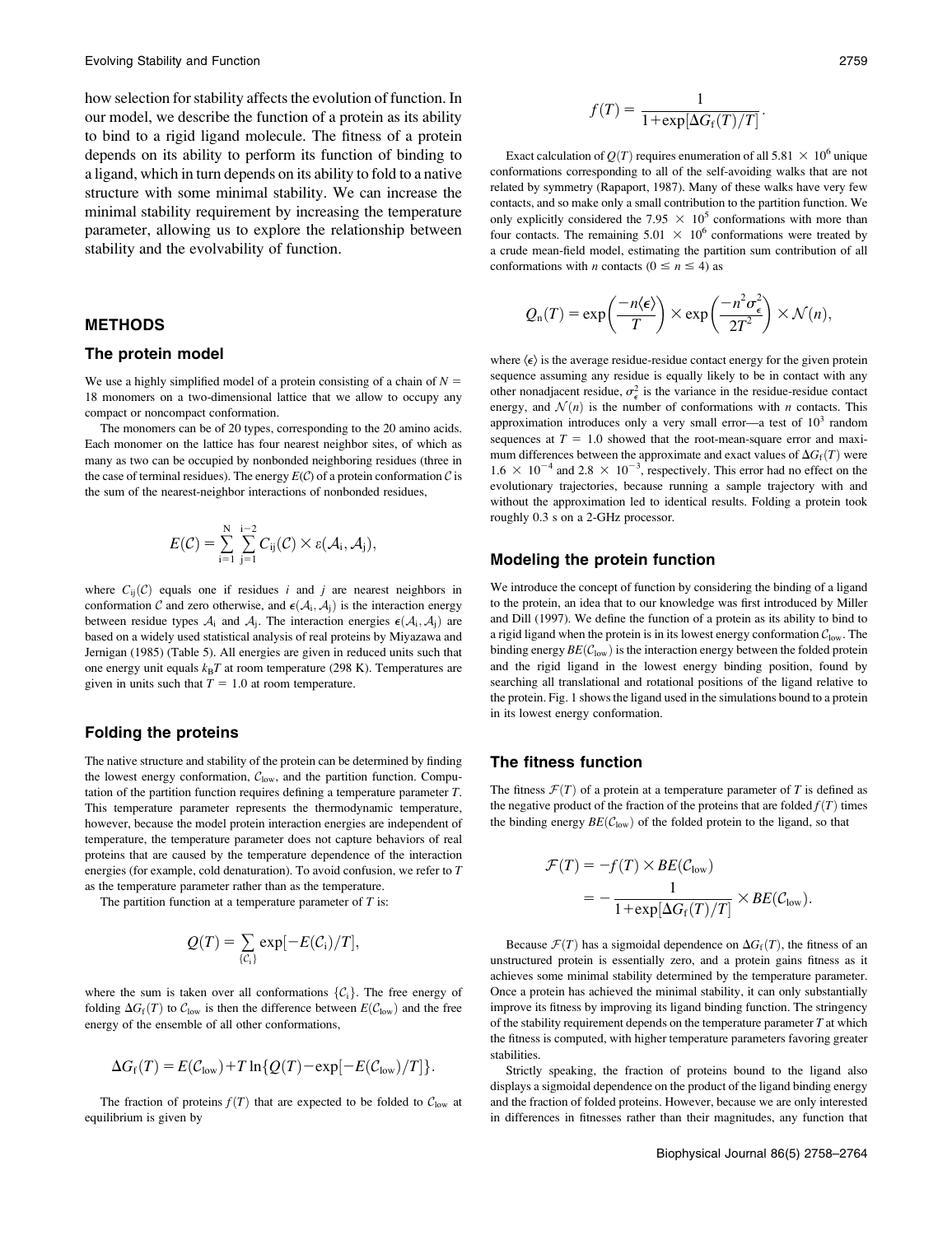how selection for stability affects the evolution of function. In our model, we describe the function of a protein as its ability to bind to a rigid ligand molecule. The fitness of a protein depends on its ability to perform its function of binding to a ligand, which in turn depends on its ability to fold to a native structure with some minimal stability. We can increase the minimal stability requirement by increasing the temperature parameter, allowing us to explore the relationship between stability and the evolvability of function.

## METHODS

### The protein model

We use a highly simplified model of a protein consisting of a chain of $N = 18$ monomers on a two-dimensional lattice that we allow to occupy any compact or noncompact conformation.

The monomers can be of 20 types, corresponding to the 20 amino acids. Each monomer on the lattice has four nearest neighbor sites, of which as many as two can be occupied by nonbonded neighboring residues (three in the case of terminal residues). The energy $E(\mathcal{C})$ of a protein conformation $\mathcal{C}$ is the sum of the nearest-neighbor interactions of nonbonded residues,

$$E(\mathcal{C}) = \sum_{i=1}^{N} \sum_{j=1}^{i-2} C_{ij}(\mathcal{C}) \times \varepsilon(\mathcal{A}_i, \mathcal{A}_j),$$

where $C_{ij}(\mathcal{C})$ equals one if residues $i$ and $j$ are nearest neighbors in conformation $\mathcal{C}$ and zero otherwise, and $\epsilon(\mathcal{A}_i, \mathcal{A}_j)$ is the interaction energy between residue types $\mathcal{A}_i$ and $\mathcal{A}_j$. The interaction energies $\epsilon(\mathcal{A}_i, \mathcal{A}_j)$ are based on a widely used statistical analysis of real proteins by Miyazawa and Jernigan (1985) (Table 5). All energies are given in reduced units such that one energy unit equals $k_B T$ at room temperature (298 K). Temperatures are given in units such that $T = 1.0$ at room temperature.

### Folding the proteins

The native structure and stability of the protein can be determined by finding the lowest energy conformation, $\mathcal{C}_{\text{low}}$, and the partition function. Computation of the partition function requires defining a temperature parameter $T$. This temperature parameter represents the thermodynamic temperature, however, because the model protein interaction energies are independent of temperature, the temperature parameter does not capture behaviors of real proteins that are caused by the temperature dependence of the interaction energies (for example, cold denaturation). To avoid confusion, we refer to $T$ as the temperature parameter rather than as the temperature.

The partition function at a temperature parameter of $T$ is:

$$Q(T) = \sum_{\{\mathcal{C}_i\}} \exp[-E(\mathcal{C}_i)/T],$$

where the sum is taken over all conformations $\{\mathcal{C}_i\}$. The free energy of folding $\Delta G_f(T)$ to $\mathcal{C}_{\text{low}}$ is then the difference between $E(\mathcal{C}_{\text{low}})$ and the free energy of the ensemble of all other conformations,

$$\Delta G_f(T) = E(\mathcal{C}_{\text{low}}) + T \ln\{Q(T) - \exp[-E(\mathcal{C}_{\text{low}})/T]\}.$$

The fraction of proteins $f(T)$ that are expected to be folded to $\mathcal{C}_{\text{low}}$ at equilibrium is given by

$$f(T) = \frac{1}{1 + \exp[\Delta G_f(T)/T]}.$$

Exact calculation of $Q(T)$ requires enumeration of all $5.81 \times 10^6$ unique conformations corresponding to all of the self-avoiding walks that are not related by symmetry (Rapaport, 1987). Many of these walks have very few contacts, and so make only a small contribution to the partition function. We only explicitly considered the $7.95 \times 10^5$ conformations with more than four contacts. The remaining $5.01 \times 10^6$ conformations were treated by a crude mean-field model, estimating the partition sum contribution of all conformations with $n$ contacts ($0 \leq n \leq 4$) as

$$Q_n(T) = \exp\left(\frac{-n\langle\epsilon\rangle}{T}\right) \times \exp\left(\frac{-n^2\sigma_\epsilon^2}{2T^2}\right) \times \mathcal{N}(n),$$

where $\langle\epsilon\rangle$ is the average residue-residue contact energy for the given protein sequence assuming any residue is equally likely to be in contact with any other nonadjacent residue, $\sigma_\epsilon^2$ is the variance in the residue-residue contact energy, and $\mathcal{N}(n)$ is the number of conformations with $n$ contacts. This approximation introduces only a very small error—a test of $10^3$ random sequences at $T = 1.0$ showed that the root-mean-square error and maximum differences between the approximate and exact values of $\Delta G_f(T)$ were $1.6 \times 10^{-4}$ and $2.8 \times 10^{-3}$, respectively. This error had no effect on the evolutionary trajectories, because running a sample trajectory with and without the approximation led to identical results. Folding a protein took roughly 0.3 s on a 2-GHz processor.

### Modeling the protein function

We introduce the concept of function by considering the binding of a ligand to the protein, an idea that to our knowledge was first introduced by Miller and Dill (1997). We define the function of a protein as its ability to bind to a rigid ligand when the protein is in its lowest energy conformation $\mathcal{C}_{\text{low}}$. The binding energy $BE(\mathcal{C}_{\text{low}})$ is the interaction energy between the folded protein and the rigid ligand in the lowest energy binding position, found by searching all translational and rotational positions of the ligand relative to the protein. Fig. 1 shows the ligand used in the simulations bound to a protein in its lowest energy conformation.

### The fitness function

The fitness $\mathcal{F}(T)$ of a protein at a temperature parameter of $T$ is defined as the negative product of the fraction of the proteins that are folded $f(T)$ times the binding energy $BE(\mathcal{C}_{\text{low}})$ of the folded protein to the ligand, so that

$$\begin{aligned}\mathcal{F}(T) &= -f(T) \times BE(\mathcal{C}_{\text{low}}) \\ &= -\frac{1}{1 + \exp[\Delta G_f(T)/T]} \times BE(\mathcal{C}_{\text{low}}).\end{aligned}$$

Because $\mathcal{F}(T)$ has a sigmoidal dependence on $\Delta G_f(T)$, the fitness of an unstructured protein is essentially zero, and a protein gains fitness as it achieves some minimal stability determined by the temperature parameter. Once a protein has achieved the minimal stability, it can only substantially improve its fitness by improving its ligand binding function. The stringency of the stability requirement depends on the temperature parameter $T$ at which the fitness is computed, with higher temperature parameters favoring greater stabilities.

Strictly speaking, the fraction of proteins bound to the ligand also displays a sigmoidal dependence on the product of the ligand binding energy and the fraction of folded proteins. However, because we are only interested in differences in fitnesses rather than their magnitudes, any function that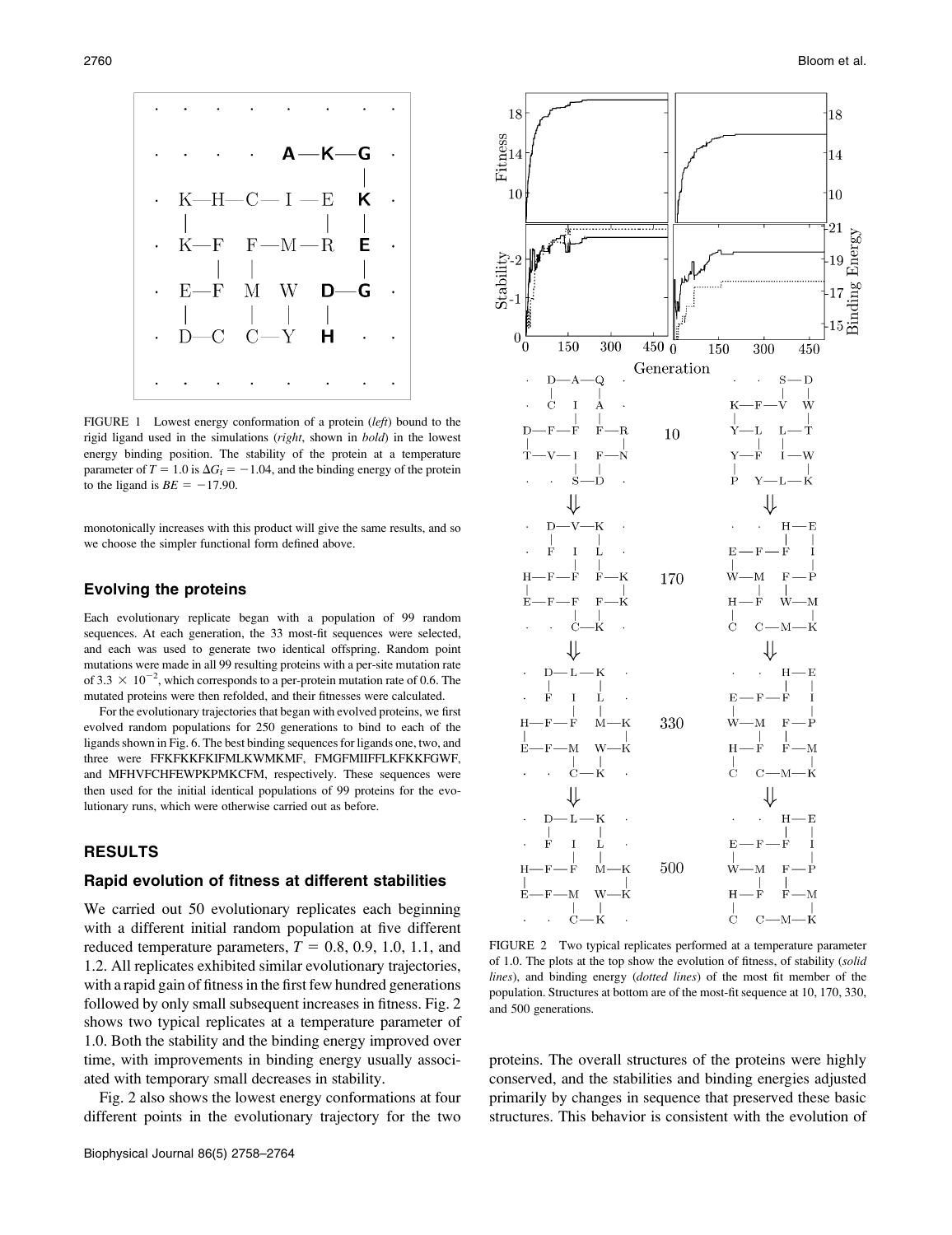FIGURE 1 Lowest energy conformation of a protein (*left*) bound to the rigid ligand used in the simulations (*right*, shown in **bold**) in the lowest energy binding position. The stability of the protein at a temperature parameter of $T = 1.0$ is $\Delta G_f = -1.04$, and the binding energy of the protein to the ligand is $BE = -17.90$.

monotonically increases with this product will give the same results, and so we choose the simpler functional form defined above.

### Evolving the proteins

Each evolutionary replicate began with a population of 99 random sequences. At each generation, the 33 most-fit sequences were selected, and each was used to generate two identical offspring. Random point mutations were made in all 99 resulting proteins with a per-site mutation rate of $3.3 \times 10^{-2}$, which corresponds to a per-protein mutation rate of 0.6. The mutated proteins were then refolded, and their fitnesses were calculated.

For the evolutionary trajectories that began with evolved proteins, we first evolved random populations for 250 generations to bind to each of the ligands shown in Fig. 6. The best binding sequences for ligands one, two, and three were FFKFKKFKIFMLKWMKMF, FMGFMIIFFLKFKKFGWF, and MFHVFCHFEWPKPMKCFM, respectively. These sequences were then used for the initial identical populations of 99 proteins for the evolutionary runs, which were otherwise carried out as before.

## RESULTS

### Rapid evolution of fitness at different stabilities

We carried out 50 evolutionary replicates each beginning with a different initial random population at five different reduced temperature parameters, $T = 0.8$, 0.9, 1.0, 1.1, and 1.2. All replicates exhibited similar evolutionary trajectories, with a rapid gain of fitness in the first few hundred generations followed by only small subsequent increases in fitness. Fig. 2 shows two typical replicates at a temperature parameter of 1.0. Both the stability and the binding energy improved over time, with improvements in binding energy usually associated with temporary small decreases in stability.

Fig. 2 also shows the lowest energy conformations at four different points in the evolutionary trajectory for the two proteins. The overall structures of the proteins were highly conserved, and the stabilities and binding energies adjusted primarily by changes in sequence that preserved these basic structures. This behavior is consistent with the evolution of

FIGURE 2 Two typical replicates performed at a temperature parameter of 1.0. The plots at the top show the evolution of fitness, of stability (*solid lines*), and binding energy (*dotted lines*) of the most fit member of the population. Structures at bottom are of the most-fit sequence at 10, 170, 330, and 500 generations.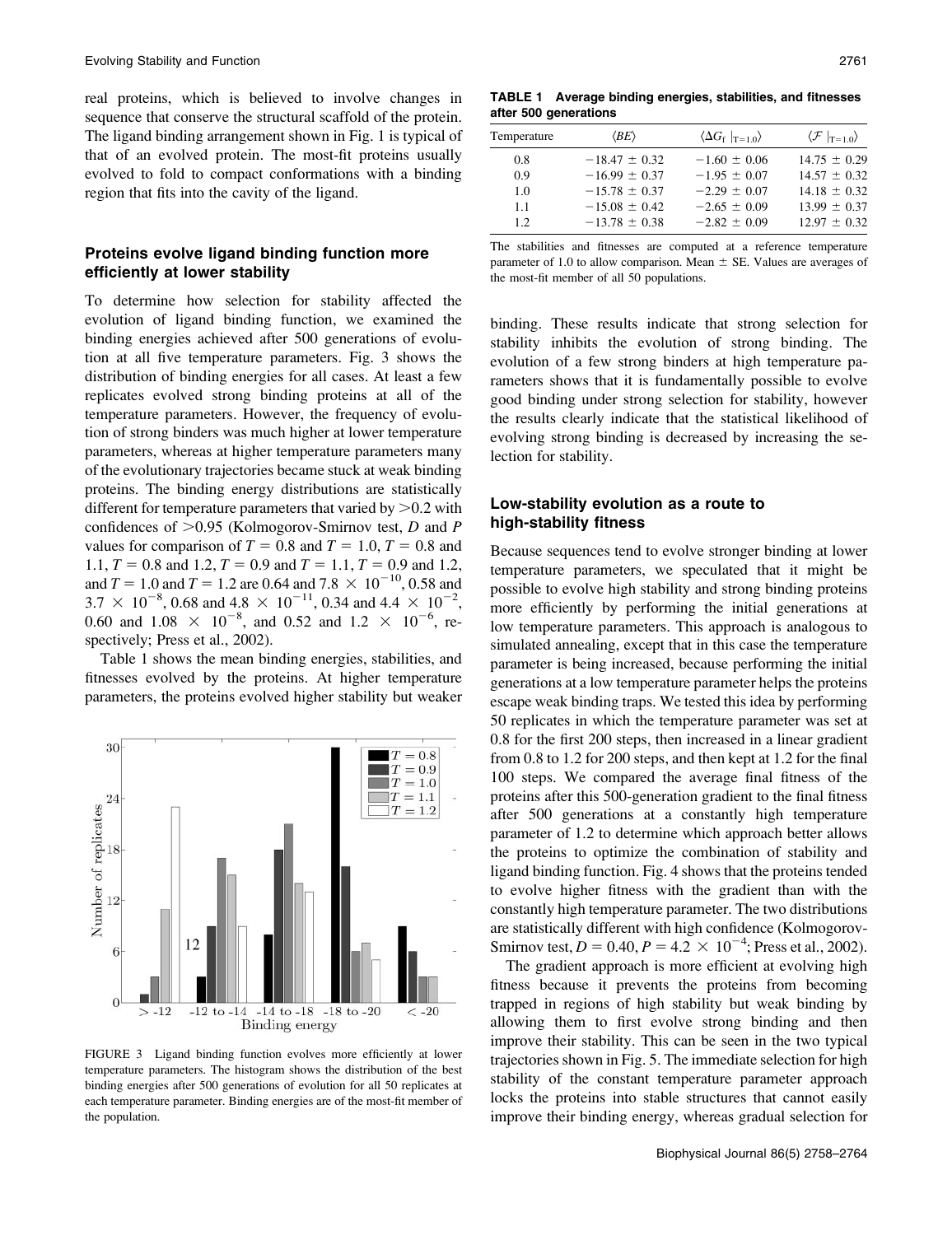real proteins, which is believed to involve changes in sequence that conserve the structural scaffold of the protein. The ligand binding arrangement shown in Fig. 1 is typical of that of an evolved protein. The most-fit proteins usually evolved to fold to compact conformations with a binding region that fits into the cavity of the ligand.

## Proteins evolve ligand binding function more efficiently at lower stability

To determine how selection for stability affected the evolution of ligand binding function, we examined the binding energies achieved after 500 generations of evolution at all five temperature parameters. Fig. 3 shows the distribution of binding energies for all cases. At least a few replicates evolved strong binding proteins at all of the temperature parameters. However, the frequency of evolution of strong binders was much higher at lower temperature parameters, whereas at higher temperature parameters many of the evolutionary trajectories became stuck at weak binding proteins. The binding energy distributions are statistically different for temperature parameters that varied by >0.2 with confidences of >0.95 (Kolmogorov-Smirnov test, $D$ and $P$ values for comparison of $T = 0.8$ and $T = 1.0$, $T = 0.8$ and 1.1, $T = 0.8$ and 1.2, $T = 0.9$ and $T = 1.1$, $T = 0.9$ and 1.2, and $T = 1.0$ and $T = 1.2$ are 0.64 and $7.8 \times 10^{-10}$, 0.58 and $3.7 \times 10^{-8}$, 0.68 and $4.8 \times 10^{-11}$, 0.34 and $4.4 \times 10^{-2}$, 0.60 and $1.08 \times 10^{-8}$, and 0.52 and $1.2 \times 10^{-6}$, respectively; Press et al., 2002).

Table 1 shows the mean binding energies, stabilities, and fitnesses evolved by the proteins. At higher temperature parameters, the proteins evolved higher stability but weaker binding. These results indicate that strong selection for stability inhibits the evolution of strong binding. The evolution of a few strong binders at high temperature parameters shows that it is fundamentally possible to evolve good binding under strong selection for stability, however the results clearly indicate that the statistical likelihood of evolving strong binding is decreased by increasing the selection for stability.

FIGURE 3 Ligand binding function evolves more efficiently at lower temperature parameters. The histogram shows the distribution of the best binding energies after 500 generations of evolution for all 50 replicates at each temperature parameter. Binding energies are of the most-fit member of the population.

**TABLE 1 Average binding energies, stabilities, and fitnesses after 500 generations**

| Temperature | $\langle BE \rangle$ | $\langle \Delta G_f \|_{T=1.0} \rangle$ | $\langle \mathcal{F} \|_{T=1.0} \rangle$ |
|---|---|---|---|
| 0.8 | −18.47 ± 0.32 | −1.60 ± 0.06 | 14.75 ± 0.29 |
| 0.9 | −16.99 ± 0.37 | −1.95 ± 0.07 | 14.57 ± 0.32 |
| 1.0 | −15.78 ± 0.37 | −2.29 ± 0.07 | 14.18 ± 0.32 |
| 1.1 | −15.08 ± 0.42 | −2.65 ± 0.09 | 13.99 ± 0.37 |
| 1.2 | −13.78 ± 0.38 | −2.82 ± 0.09 | 12.97 ± 0.32 |

The stabilities and fitnesses are computed at a reference temperature parameter of 1.0 to allow comparison. Mean ± SE. Values are averages of the most-fit member of all 50 populations.

## Low-stability evolution as a route to high-stability fitness

Because sequences tend to evolve stronger binding at lower temperature parameters, we speculated that it might be possible to evolve high stability and strong binding proteins more efficiently by performing the initial generations at low temperature parameters. This approach is analogous to simulated annealing, except that in this case the temperature parameter is being increased, because performing the initial generations at a low temperature parameter helps the proteins escape weak binding traps. We tested this idea by performing 50 replicates in which the temperature parameter was set at 0.8 for the first 200 steps, then increased in a linear gradient from 0.8 to 1.2 for 200 steps, and then kept at 1.2 for the final 100 steps. We compared the average final fitness of the proteins after this 500-generation gradient to the final fitness after 500 generations at a constantly high temperature parameter of 1.2 to determine which approach better allows the proteins to optimize the combination of stability and ligand binding function. Fig. 4 shows that the proteins tended to evolve higher fitness with the gradient than with the constantly high temperature parameter. The two distributions are statistically different with high confidence (Kolmogorov-Smirnov test, $D = 0.40$, $P = 4.2 \times 10^{-4}$; Press et al., 2002).

The gradient approach is more efficient at evolving high fitness because it prevents the proteins from becoming trapped in regions of high stability but weak binding by allowing them to first evolve strong binding and then improve their stability. This can be seen in the two typical trajectories shown in Fig. 5. The immediate selection for high stability of the constant temperature parameter approach locks the proteins into stable structures that cannot easily improve their binding energy, whereas gradual selection for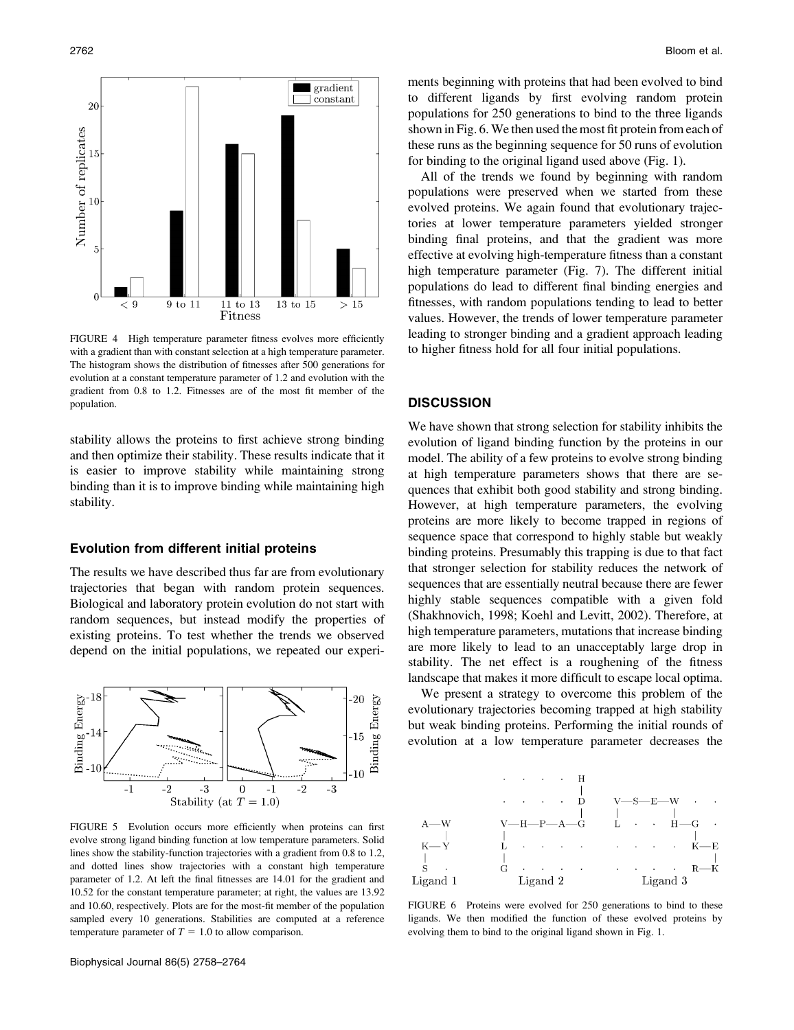FIGURE 4 High temperature parameter fitness evolves more efficiently with a gradient than with constant selection at a high temperature parameter. The histogram shows the distribution of fitnesses after 500 generations for evolution at a constant temperature parameter of 1.2 and evolution with the gradient from 0.8 to 1.2. Fitnesses are of the most fit member of the population.

stability allows the proteins to first achieve strong binding and then optimize their stability. These results indicate that it is easier to improve stability while maintaining strong binding than it is to improve binding while maintaining high stability.

### Evolution from different initial proteins

The results we have described thus far are from evolutionary trajectories that began with random protein sequences. Biological and laboratory protein evolution do not start with random sequences, but instead modify the properties of existing proteins. To test whether the trends we observed depend on the initial populations, we repeated our experiments beginning with proteins that had been evolved to bind to different ligands by first evolving random protein populations for 250 generations to bind to the three ligands shown in Fig. 6. We then used the most fit protein from each of these runs as the beginning sequence for 50 runs of evolution for binding to the original ligand used above (Fig. 1).

All of the trends we found by beginning with random populations were preserved when we started from these evolved proteins. We again found that evolutionary trajectories at lower temperature parameters yielded stronger binding final proteins, and that the gradient was more effective at evolving high-temperature fitness than a constant high temperature parameter (Fig. 7). The different initial populations do lead to different final binding energies and fitnesses, with random populations tending to lead to better values. However, the trends of lower temperature parameter leading to stronger binding and a gradient approach leading to higher fitness hold for all four initial populations.

FIGURE 5 Evolution occurs more efficiently when proteins can first evolve strong ligand binding function at low temperature parameters. Solid lines show the stability-function trajectories with a gradient from 0.8 to 1.2, and dotted lines show trajectories with a constant high temperature parameter of 1.2. At left the final fitnesses are 14.01 for the gradient and 10.52 for the constant temperature parameter; at right, the values are 13.92 and 10.60, respectively. Plots are for the most-fit member of the population sampled every 10 generations. Stabilities are computed at a reference temperature parameter of $T = 1.0$ to allow comparison.

## DISCUSSION

We have shown that strong selection for stability inhibits the evolution of ligand binding function by the proteins in our model. The ability of a few proteins to evolve strong binding at high temperature parameters shows that there are sequences that exhibit both good stability and strong binding. However, at high temperature parameters, the evolving proteins are more likely to become trapped in regions of sequence space that correspond to highly stable but weakly binding proteins. Presumably this trapping is due to that fact that stronger selection for stability reduces the network of sequences that are essentially neutral because there are fewer highly stable sequences compatible with a given fold (Shakhnovich, 1998; Koehl and Levitt, 2002). Therefore, at high temperature parameters, mutations that increase binding are more likely to lead to an unacceptably large drop in stability. The net effect is a roughening of the fitness landscape that makes it more difficult to escape local optima.

We present a strategy to overcome this problem of the evolutionary trajectories becoming trapped at high stability but weak binding proteins. Performing the initial rounds of evolution at a low temperature parameter decreases the

FIGURE 6 Proteins were evolved for 250 generations to bind to these ligands. We then modified the function of these evolved proteins by evolving them to bind to the original ligand shown in Fig. 1.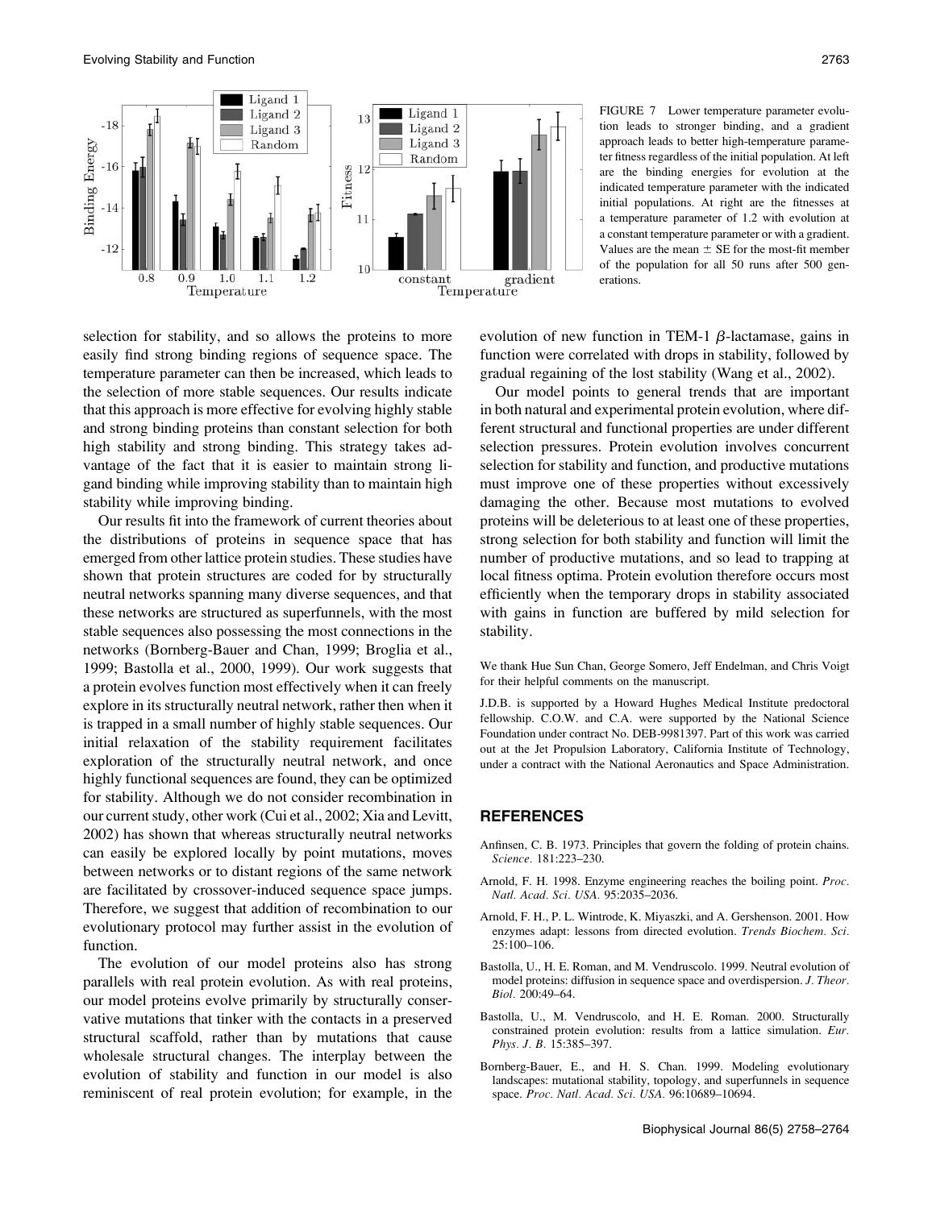Ligand 1
Ligand 2
Ligand 3
Random

Binding Energy

-18
-16
-14
-12

0.8 0.9 1.0 1.1 1.2

Temperature

Ligand 1
Ligand 2
Ligand 3
Random

Fitness

13
12
11
10

constant gradient

Temperature

FIGURE 7 Lower temperature parameter evolution leads to stronger binding, and a gradient approach leads to better high-temperature parameter fitness regardless of the initial population. At left are the binding energies for evolution at the indicated temperature parameter with the indicated initial populations. At right are the fitnesses at a temperature parameter of 1.2 with evolution at a constant temperature parameter or with a gradient. Values are the mean ± SE for the most-fit member of the population for all 50 runs after 500 generations.

selection for stability, and so allows the proteins to more easily find strong binding regions of sequence space. The temperature parameter can then be increased, which leads to the selection of more stable sequences. Our results indicate that this approach is more effective for evolving highly stable and strong binding proteins than constant selection for both high stability and strong binding. This strategy takes advantage of the fact that it is easier to maintain strong ligand binding while improving stability than to maintain high stability while improving binding.

Our results fit into the framework of current theories about the distributions of proteins in sequence space that has emerged from other lattice protein studies. These studies have shown that protein structures are coded for by structurally neutral networks spanning many diverse sequences, and that these networks are structured as superfunnels, with the most stable sequences also possessing the most connections in the networks (Bornberg-Bauer and Chan, 1999; Broglia et al., 1999; Bastolla et al., 2000, 1999). Our work suggests that a protein evolves function most effectively when it can freely explore in its structurally neutral network, rather then when it is trapped in a small number of highly stable sequences. Our initial relaxation of the stability requirement facilitates exploration of the structurally neutral network, and once highly functional sequences are found, they can be optimized for stability. Although we do not consider recombination in our current study, other work (Cui et al., 2002; Xia and Levitt, 2002) has shown that whereas structurally neutral networks can easily be explored locally by point mutations, moves between networks or to distant regions of the same network are facilitated by crossover-induced sequence space jumps. Therefore, we suggest that addition of recombination to our evolutionary protocol may further assist in the evolution of function.

The evolution of our model proteins also has strong parallels with real protein evolution. As with real proteins, our model proteins evolve primarily by structurally conservative mutations that tinker with the contacts in a preserved structural scaffold, rather than by mutations that cause wholesale structural changes. The interplay between the evolution of stability and function in our model is also reminiscent of real protein evolution; for example, in the evolution of new function in TEM-1 $\beta$-lactamase, gains in function were correlated with drops in stability, followed by gradual regaining of the lost stability (Wang et al., 2002).

Our model points to general trends that are important in both natural and experimental protein evolution, where different structural and functional properties are under different selection pressures. Protein evolution involves concurrent selection for stability and function, and productive mutations must improve one of these properties without excessively damaging the other. Because most mutations to evolved proteins will be deleterious to at least one of these properties, strong selection for both stability and function will limit the number of productive mutations, and so lead to trapping at local fitness optima. Protein evolution therefore occurs most efficiently when the temporary drops in stability associated with gains in function are buffered by mild selection for stability.

We thank Hue Sun Chan, George Somero, Jeff Endelman, and Chris Voigt for their helpful comments on the manuscript.

J.D.B. is supported by a Howard Hughes Medical Institute predoctoral fellowship. C.O.W. and C.A. were supported by the National Science Foundation under contract No. DEB-9981397. Part of this work was carried out at the Jet Propulsion Laboratory, California Institute of Technology, under a contract with the National Aeronautics and Space Administration.

## REFERENCES

Anfinsen, C. B. 1973. Principles that govern the folding of protein chains. *Science*. 181:223–230.

Arnold, F. H. 1998. Enzyme engineering reaches the boiling point. *Proc. Natl. Acad. Sci. USA*. 95:2035–2036.

Arnold, F. H., P. L. Wintrode, K. Miyaszki, and A. Gershenson. 2001. How enzymes adapt: lessons from directed evolution. *Trends Biochem. Sci.* 25:100–106.

Bastolla, U., H. E. Roman, and M. Vendruscolo. 1999. Neutral evolution of model proteins: diffusion in sequence space and overdispersion. *J. Theor. Biol.* 200:49–64.

Bastolla, U., M. Vendruscolo, and H. E. Roman. 2000. Structurally constrained protein evolution: results from a lattice simulation. *Eur. Phys. J. B*. 15:385–397.

Bornberg-Bauer, E., and H. S. Chan. 1999. Modeling evolutionary landscapes: mutational stability, topology, and superfunnels in sequence space. *Proc. Natl. Acad. Sci. USA*. 96:10689–10694.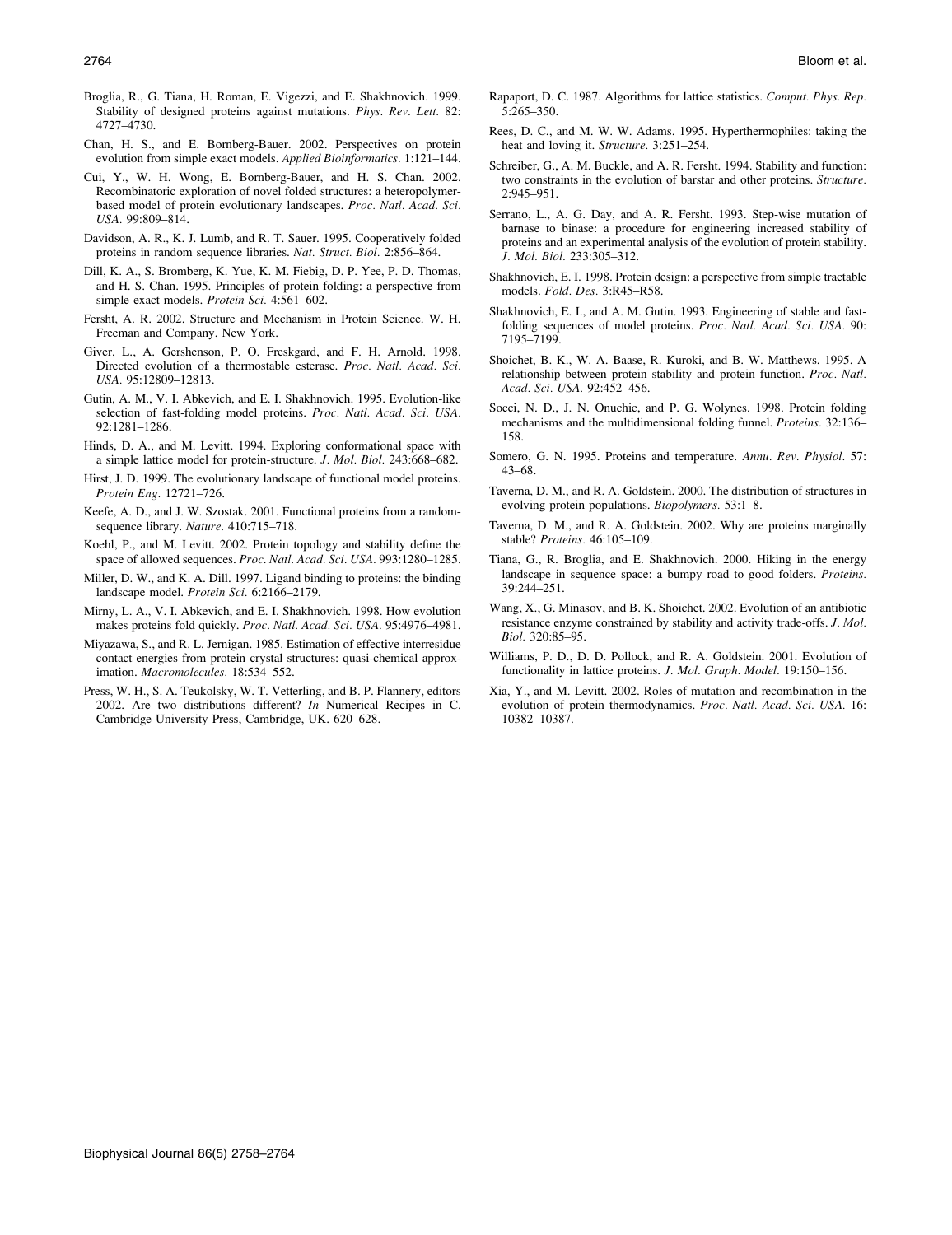Broglia, R., G. Tiana, H. Roman, E. Vigezzi, and E. Shakhnovich. 1999. Stability of designed proteins against mutations. *Phys. Rev. Lett.* 82: 4727–4730.

Chan, H. S., and E. Bornberg-Bauer. 2002. Perspectives on protein evolution from simple exact models. *Applied Bioinformatics.* 1:121–144.

Cui, Y., W. H. Wong, E. Bornberg-Bauer, and H. S. Chan. 2002. Recombinatoric exploration of novel folded structures: a heteropolymer-based model of protein evolutionary landscapes. *Proc. Natl. Acad. Sci. USA.* 99:809–814.

Davidson, A. R., K. J. Lumb, and R. T. Sauer. 1995. Cooperatively folded proteins in random sequence libraries. *Nat. Struct. Biol.* 2:856–864.

Dill, K. A., S. Bromberg, K. Yue, K. M. Fiebig, D. P. Yee, P. D. Thomas, and H. S. Chan. 1995. Principles of protein folding: a perspective from simple exact models. *Protein Sci.* 4:561–602.

Fersht, A. R. 2002. Structure and Mechanism in Protein Science. W. H. Freeman and Company, New York.

Giver, L., A. Gershenson, P. O. Freskgard, and F. H. Arnold. 1998. Directed evolution of a thermostable esterase. *Proc. Natl. Acad. Sci. USA.* 95:12809–12813.

Gutin, A. M., V. I. Abkevich, and E. I. Shakhnovich. 1995. Evolution-like selection of fast-folding model proteins. *Proc. Natl. Acad. Sci. USA.* 92:1281–1286.

Hinds, D. A., and M. Levitt. 1994. Exploring conformational space with a simple lattice model for protein-structure. *J. Mol. Biol.* 243:668–682.

Hirst, J. D. 1999. The evolutionary landscape of functional model proteins. *Protein Eng.* 12721–726.

Keefe, A. D., and J. W. Szostak. 2001. Functional proteins from a random-sequence library. *Nature.* 410:715–718.

Koehl, P., and M. Levitt. 2002. Protein topology and stability define the space of allowed sequences. *Proc. Natl. Acad. Sci. USA.* 993:1280–1285.

Miller, D. W., and K. A. Dill. 1997. Ligand binding to proteins: the binding landscape model. *Protein Sci.* 6:2166–2179.

Mirny, L. A., V. I. Abkevich, and E. I. Shakhnovich. 1998. How evolution makes proteins fold quickly. *Proc. Natl. Acad. Sci. USA.* 95:4976–4981.

Miyazawa, S., and R. L. Jernigan. 1985. Estimation of effective interresidue contact energies from protein crystal structures: quasi-chemical approximation. *Macromolecules.* 18:534–552.

Press, W. H., S. A. Teukolsky, W. T. Vetterling, and B. P. Flannery, editors 2002. Are two distributions different? *In* Numerical Recipes in C. Cambridge University Press, Cambridge, UK. 620–628.

Rapaport, D. C. 1987. Algorithms for lattice statistics. *Comput. Phys. Rep.* 5:265–350.

Rees, D. C., and M. W. W. Adams. 1995. Hyperthermophiles: taking the heat and loving it. *Structure.* 3:251–254.

Schreiber, G., A. M. Buckle, and A. R. Fersht. 1994. Stability and function: two constraints in the evolution of barstar and other proteins. *Structure.* 2:945–951.

Serrano, L., A. G. Day, and A. R. Fersht. 1993. Step-wise mutation of barnase to binase: a procedure for engineering increased stability of proteins and an experimental analysis of the evolution of protein stability. *J. Mol. Biol.* 233:305–312.

Shakhnovich, E. I. 1998. Protein design: a perspective from simple tractable models. *Fold. Des.* 3:R45–R58.

Shakhnovich, E. I., and A. M. Gutin. 1993. Engineering of stable and fast-folding sequences of model proteins. *Proc. Natl. Acad. Sci. USA.* 90: 7195–7199.

Shoichet, B. K., W. A. Baase, R. Kuroki, and B. W. Matthews. 1995. A relationship between protein stability and protein function. *Proc. Natl. Acad. Sci. USA.* 92:452–456.

Socci, N. D., J. N. Onuchic, and P. G. Wolynes. 1998. Protein folding mechanisms and the multidimensional folding funnel. *Proteins.* 32:136–158.

Somero, G. N. 1995. Proteins and temperature. *Annu. Rev. Physiol.* 57: 43–68.

Taverna, D. M., and R. A. Goldstein. 2000. The distribution of structures in evolving protein populations. *Biopolymers.* 53:1–8.

Taverna, D. M., and R. A. Goldstein. 2002. Why are proteins marginally stable? *Proteins.* 46:105–109.

Tiana, G., R. Broglia, and E. Shakhnovich. 2000. Hiking in the energy landscape in sequence space: a bumpy road to good folders. *Proteins.* 39:244–251.

Wang, X., G. Minasov, and B. K. Shoichet. 2002. Evolution of an antibiotic resistance enzyme constrained by stability and activity trade-offs. *J. Mol. Biol.* 320:85–95.

Williams, P. D., D. D. Pollock, and R. A. Goldstein. 2001. Evolution of functionality in lattice proteins. *J. Mol. Graph. Model.* 19:150–156.

Xia, Y., and M. Levitt. 2002. Roles of mutation and recombination in the evolution of protein thermodynamics. *Proc. Natl. Acad. Sci. USA.* 16: 10382–10387.